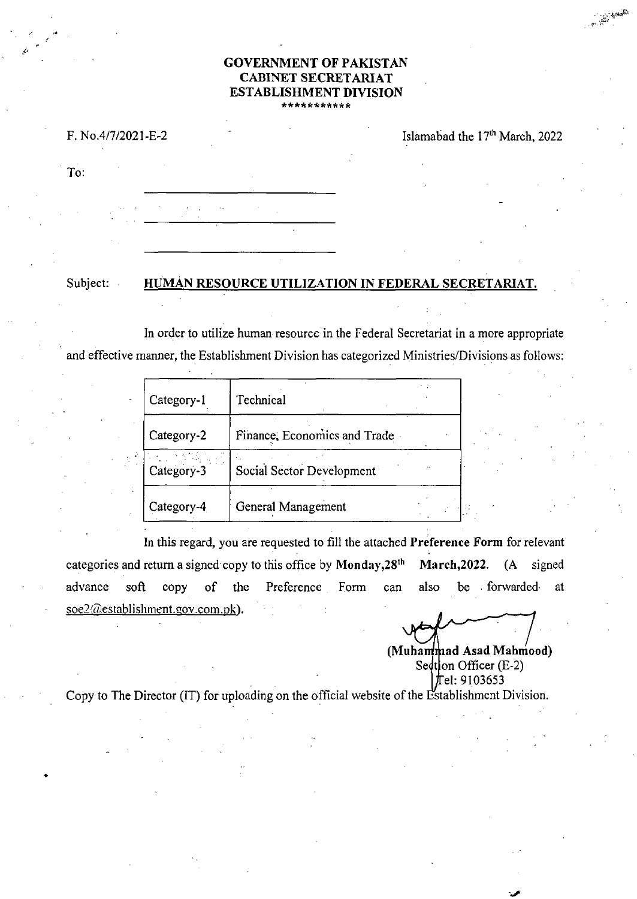**GOVERNMENT OF PAKISTAN**
**CABINET SECRETARIAT**
**ESTABLISHMENT DIVISION**
***********

F. No.4/7/2021-E-2

Islamabad the 17th March, 2022

To:

______________________

______________________

______________________

Subject: **HUMAN RESOURCE UTILIZATION IN FEDERAL SECRETARIAT.**

In order to utilize human resource in the Federal Secretariat in a more appropriate and effective manner, the Establishment Division has categorized Ministries/Divisions as follows:

| | |
|---|---|
| Category-1 | Technical |
| Category-2 | Finance, Economics and Trade |
| Category-3 | Social Sector Development |
| Category-4 | General Management |

In this regard, you are requested to fill the attached **Preference Form** for relevant categories and return a signed copy to this office by **Monday,28th March,2022.** (A signed advance soft copy of the Preference Form can also be forwarded at soe2@establishment.gov.com.pk).

**(Muhammad Asad Mahmood)**
Section Officer (E-2)
Tel: 9103653

Copy to The Director (IT) for uploading on the official website of the Establishment Division.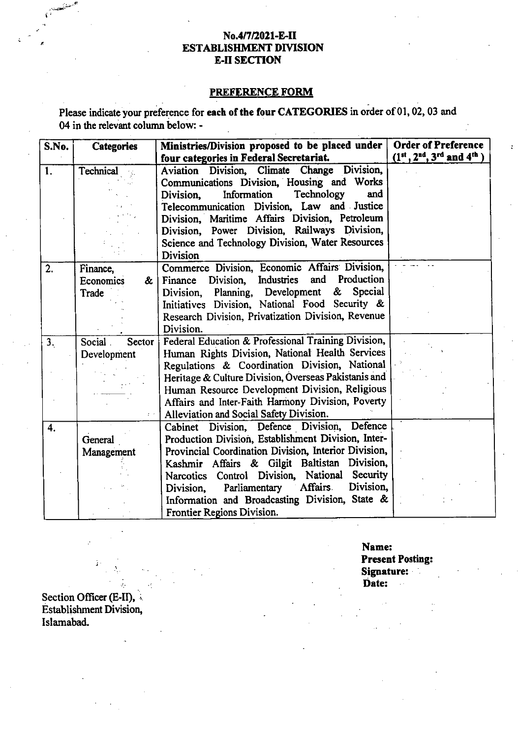**No.4/7/2021-E-II**
**ESTABLISHMENT DIVISION**
**E-II SECTION**

**PREFERENCE FORM**

Please indicate your preference for **each of the four CATEGORIES** in order of 01, 02, 03 and 04 in the relevant column below: -

| S.No. | Categories | Ministries/Division proposed to be placed under four categories in Federal Secretariat. | Order of Preference ($1^{st}$, $2^{nd}$, $3^{rd}$ and $4^{th}$) |
|---|---|---|---|
| 1. | Technical | Aviation Division, Climate Change Division, Communications Division, Housing and Works Division, Information Technology and Telecommunication Division, Law and Justice Division, Maritime Affairs Division, Petroleum Division, Power Division, Railways Division, Science and Technology Division, Water Resources Division | |
| 2. | Finance, Economics & Trade | Commerce Division, Economic Affairs Division, Finance Division, Industries and Production Division, Planning, Development & Special Initiatives Division, National Food Security & Research Division, Privatization Division, Revenue Division. | |
| 3. | Social Sector Development | Federal Education & Professional Training Division, Human Rights Division, National Health Services Regulations & Coordination Division, National Heritage & Culture Division, Overseas Pakistanis and Human Resource Development Division, Religious Affairs and Inter-Faith Harmony Division, Poverty Alleviation and Social Safety Division. | |
| 4. | General Management | Cabinet Division, Defence Division, Defence Production Division, Establishment Division, Inter-Provincial Coordination Division, Interior Division, Kashmir Affairs & Gilgit Baltistan Division, Narcotics Control Division, National Security Division, Parliamentary Affairs Division, Information and Broadcasting Division, State & Frontier Regions Division. | |

**Name:**
**Present Posting:**
**Signature:**
**Date:**

Section Officer (E-II),
Establishment Division,
Islamabad.